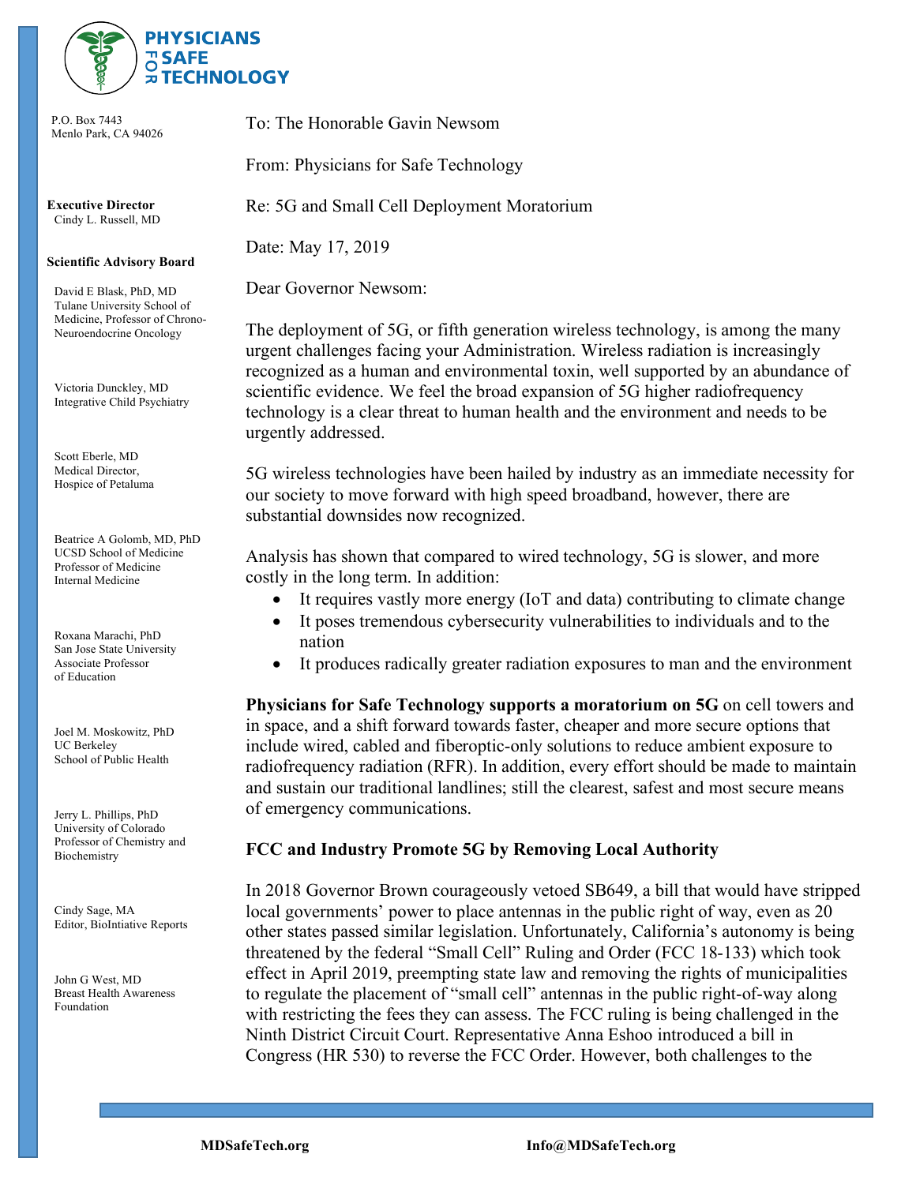# PHYSICIANS FOR SAFE TECHNOLOGY

P.O. Box 7443
Menlo Park, CA 94026

**Executive Director**
Cindy L. Russell, MD

**Scientific Advisory Board**

David E Blask, PhD, MD
Tulane University School of Medicine, Professor of Chrono-Neuroendocrine Oncology

Victoria Dunckley, MD
Integrative Child Psychiatry

Scott Eberle, MD
Medical Director,
Hospice of Petaluma

Beatrice A Golomb, MD, PhD
UCSD School of Medicine
Professor of Medicine
Internal Medicine

Roxana Marachi, PhD
San Jose State University
Associate Professor
of Education

Joel M. Moskowitz, PhD
UC Berkeley
School of Public Health

Jerry L. Phillips, PhD
University of Colorado
Professor of Chemistry and Biochemistry

Cindy Sage, MA
Editor, BioIntiative Reports

John G West, MD
Breast Health Awareness Foundation

To: The Honorable Gavin Newsom

From: Physicians for Safe Technology

Re: 5G and Small Cell Deployment Moratorium

Date: May 17, 2019

Dear Governor Newsom:

The deployment of 5G, or fifth generation wireless technology, is among the many urgent challenges facing your Administration. Wireless radiation is increasingly recognized as a human and environmental toxin, well supported by an abundance of scientific evidence. We feel the broad expansion of 5G higher radiofrequency technology is a clear threat to human health and the environment and needs to be urgently addressed.

5G wireless technologies have been hailed by industry as an immediate necessity for our society to move forward with high speed broadband, however, there are substantial downsides now recognized.

Analysis has shown that compared to wired technology, 5G is slower, and more costly in the long term. In addition:

- It requires vastly more energy (IoT and data) contributing to climate change
- It poses tremendous cybersecurity vulnerabilities to individuals and to the nation
- It produces radically greater radiation exposures to man and the environment

**Physicians for Safe Technology supports a moratorium on 5G** on cell towers and in space, and a shift forward towards faster, cheaper and more secure options that include wired, cabled and fiberoptic-only solutions to reduce ambient exposure to radiofrequency radiation (RFR). In addition, every effort should be made to maintain and sustain our traditional landlines; still the clearest, safest and most secure means of emergency communications.

## FCC and Industry Promote 5G by Removing Local Authority

In 2018 Governor Brown courageously vetoed SB649, a bill that would have stripped local governments' power to place antennas in the public right of way, even as 20 other states passed similar legislation. Unfortunately, California's autonomy is being threatened by the federal "Small Cell" Ruling and Order (FCC 18-133) which took effect in April 2019, preempting state law and removing the rights of municipalities to regulate the placement of "small cell" antennas in the public right-of-way along with restricting the fees they can assess. The FCC ruling is being challenged in the Ninth District Circuit Court. Representative Anna Eshoo introduced a bill in Congress (HR 530) to reverse the FCC Order. However, both challenges to the

MDSafeTech.org Info@MDSafeTech.org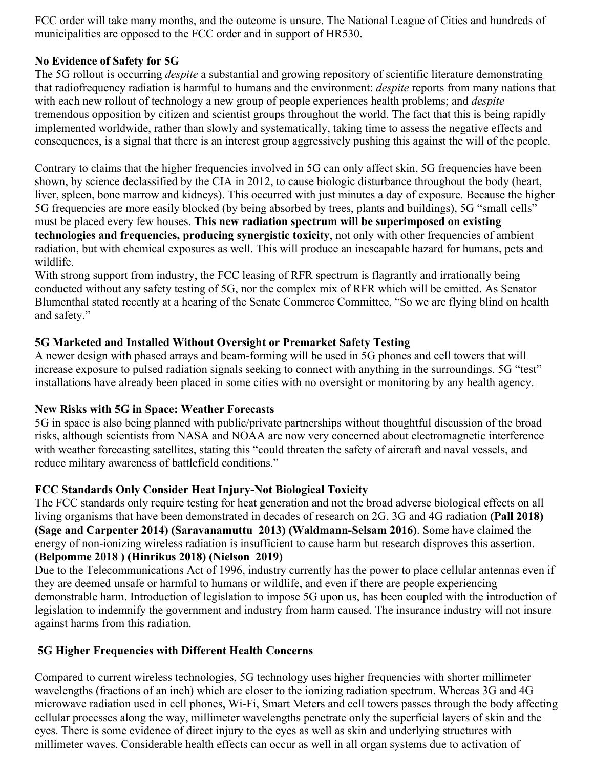FCC order will take many months, and the outcome is unsure. The National League of Cities and hundreds of municipalities are opposed to the FCC order and in support of HR530.

**No Evidence of Safety for 5G**

The 5G rollout is occurring *despite* a substantial and growing repository of scientific literature demonstrating that radiofrequency radiation is harmful to humans and the environment: *despite* reports from many nations that with each new rollout of technology a new group of people experiences health problems; and *despite* tremendous opposition by citizen and scientist groups throughout the world. The fact that this is being rapidly implemented worldwide, rather than slowly and systematically, taking time to assess the negative effects and consequences, is a signal that there is an interest group aggressively pushing this against the will of the people.

Contrary to claims that the higher frequencies involved in 5G can only affect skin, 5G frequencies have been shown, by science declassified by the CIA in 2012, to cause biologic disturbance throughout the body (heart, liver, spleen, bone marrow and kidneys). This occurred with just minutes a day of exposure. Because the higher 5G frequencies are more easily blocked (by being absorbed by trees, plants and buildings), 5G "small cells" must be placed every few houses. **This new radiation spectrum will be superimposed on existing technologies and frequencies, producing synergistic toxicity**, not only with other frequencies of ambient radiation, but with chemical exposures as well. This will produce an inescapable hazard for humans, pets and wildlife.

With strong support from industry, the FCC leasing of RFR spectrum is flagrantly and irrationally being conducted without any safety testing of 5G, nor the complex mix of RFR which will be emitted. As Senator Blumenthal stated recently at a hearing of the Senate Commerce Committee, "So we are flying blind on health and safety."

**5G Marketed and Installed Without Oversight or Premarket Safety Testing**

A newer design with phased arrays and beam-forming will be used in 5G phones and cell towers that will increase exposure to pulsed radiation signals seeking to connect with anything in the surroundings. 5G "test" installations have already been placed in some cities with no oversight or monitoring by any health agency.

**New Risks with 5G in Space: Weather Forecasts**

5G in space is also being planned with public/private partnerships without thoughtful discussion of the broad risks, although scientists from NASA and NOAA are now very concerned about electromagnetic interference with weather forecasting satellites, stating this "could threaten the safety of aircraft and naval vessels, and reduce military awareness of battlefield conditions."

**FCC Standards Only Consider Heat Injury-Not Biological Toxicity**

The FCC standards only require testing for heat generation and not the broad adverse biological effects on all living organisms that have been demonstrated in decades of research on 2G, 3G and 4G radiation **(Pall 2018) (Sage and Carpenter 2014) (Saravanamuttu 2013) (Waldmann-Selsam 2016)**. Some have claimed the energy of non-ionizing wireless radiation is insufficient to cause harm but research disproves this assertion. **(Belpomme 2018 ) (Hinrikus 2018) (Nielson 2019)**

Due to the Telecommunications Act of 1996, industry currently has the power to place cellular antennas even if they are deemed unsafe or harmful to humans or wildlife, and even if there are people experiencing demonstrable harm. Introduction of legislation to impose 5G upon us, has been coupled with the introduction of legislation to indemnify the government and industry from harm caused. The insurance industry will not insure against harms from this radiation.

**5G Higher Frequencies with Different Health Concerns**

Compared to current wireless technologies, 5G technology uses higher frequencies with shorter millimeter wavelengths (fractions of an inch) which are closer to the ionizing radiation spectrum. Whereas 3G and 4G microwave radiation used in cell phones, Wi-Fi, Smart Meters and cell towers passes through the body affecting cellular processes along the way, millimeter wavelengths penetrate only the superficial layers of skin and the eyes. There is some evidence of direct injury to the eyes as well as skin and underlying structures with millimeter waves. Considerable health effects can occur as well in all organ systems due to activation of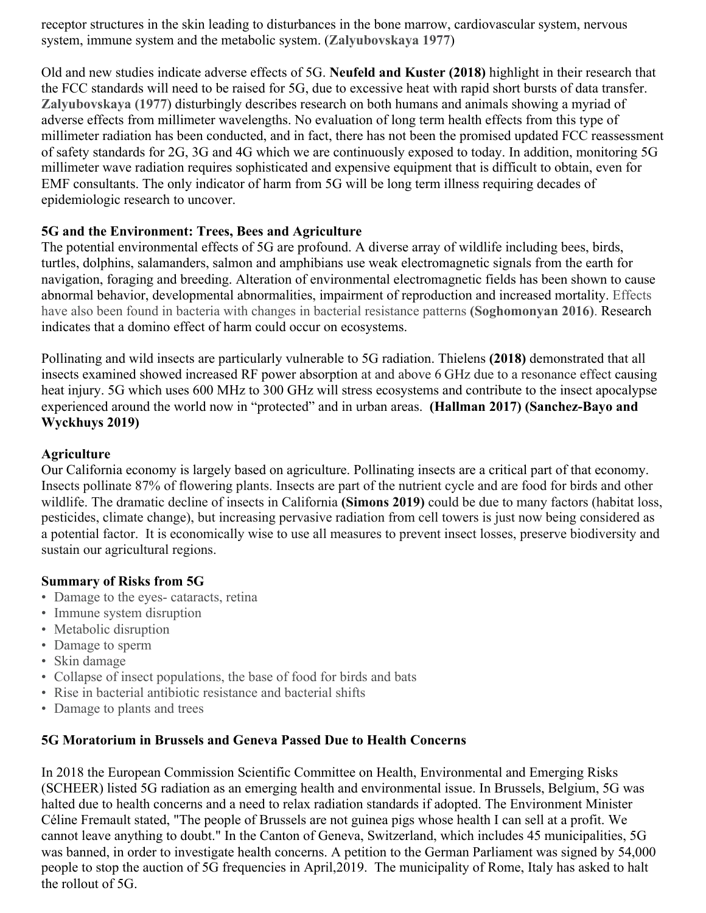receptor structures in the skin leading to disturbances in the bone marrow, cardiovascular system, nervous system, immune system and the metabolic system. (**Zalyubovskaya 1977**)

Old and new studies indicate adverse effects of 5G. **Neufeld and Kuster (2018)** highlight in their research that the FCC standards will need to be raised for 5G, due to excessive heat with rapid short bursts of data transfer. **Zalyubovskaya (1977**) disturbingly describes research on both humans and animals showing a myriad of adverse effects from millimeter wavelengths. No evaluation of long term health effects from this type of millimeter radiation has been conducted, and in fact, there has not been the promised updated FCC reassessment of safety standards for 2G, 3G and 4G which we are continuously exposed to today. In addition, monitoring 5G millimeter wave radiation requires sophisticated and expensive equipment that is difficult to obtain, even for EMF consultants. The only indicator of harm from 5G will be long term illness requiring decades of epidemiologic research to uncover.

### 5G and the Environment: Trees, Bees and Agriculture

The potential environmental effects of 5G are profound. A diverse array of wildlife including bees, birds, turtles, dolphins, salamanders, salmon and amphibians use weak electromagnetic signals from the earth for navigation, foraging and breeding. Alteration of environmental electromagnetic fields has been shown to cause abnormal behavior, developmental abnormalities, impairment of reproduction and increased mortality. Effects have also been found in bacteria with changes in bacterial resistance patterns **(Soghomonyan 2016)**. Research indicates that a domino effect of harm could occur on ecosystems.

Pollinating and wild insects are particularly vulnerable to 5G radiation. Thielens **(2018)** demonstrated that all insects examined showed increased RF power absorption at and above 6 GHz due to a resonance effect causing heat injury. 5G which uses 600 MHz to 300 GHz will stress ecosystems and contribute to the insect apocalypse experienced around the world now in "protected" and in urban areas. **(Hallman 2017) (Sanchez-Bayo and Wyckhuys 2019)**

### Agriculture

Our California economy is largely based on agriculture. Pollinating insects are a critical part of that economy. Insects pollinate 87% of flowering plants. Insects are part of the nutrient cycle and are food for birds and other wildlife. The dramatic decline of insects in California **(Simons 2019)** could be due to many factors (habitat loss, pesticides, climate change), but increasing pervasive radiation from cell towers is just now being considered as a potential factor. It is economically wise to use all measures to prevent insect losses, preserve biodiversity and sustain our agricultural regions.

### Summary of Risks from 5G

- Damage to the eyes- cataracts, retina
- Immune system disruption
- Metabolic disruption
- Damage to sperm
- Skin damage
- Collapse of insect populations, the base of food for birds and bats
- Rise in bacterial antibiotic resistance and bacterial shifts
- Damage to plants and trees

### 5G Moratorium in Brussels and Geneva Passed Due to Health Concerns

In 2018 the European Commission Scientific Committee on Health, Environmental and Emerging Risks (SCHEER) listed 5G radiation as an emerging health and environmental issue. In Brussels, Belgium, 5G was halted due to health concerns and a need to relax radiation standards if adopted. The Environment Minister Céline Fremault stated, "The people of Brussels are not guinea pigs whose health I can sell at a profit. We cannot leave anything to doubt." In the Canton of Geneva, Switzerland, which includes 45 municipalities, 5G was banned, in order to investigate health concerns. A petition to the German Parliament was signed by 54,000 people to stop the auction of 5G frequencies in April,2019. The municipality of Rome, Italy has asked to halt the rollout of 5G.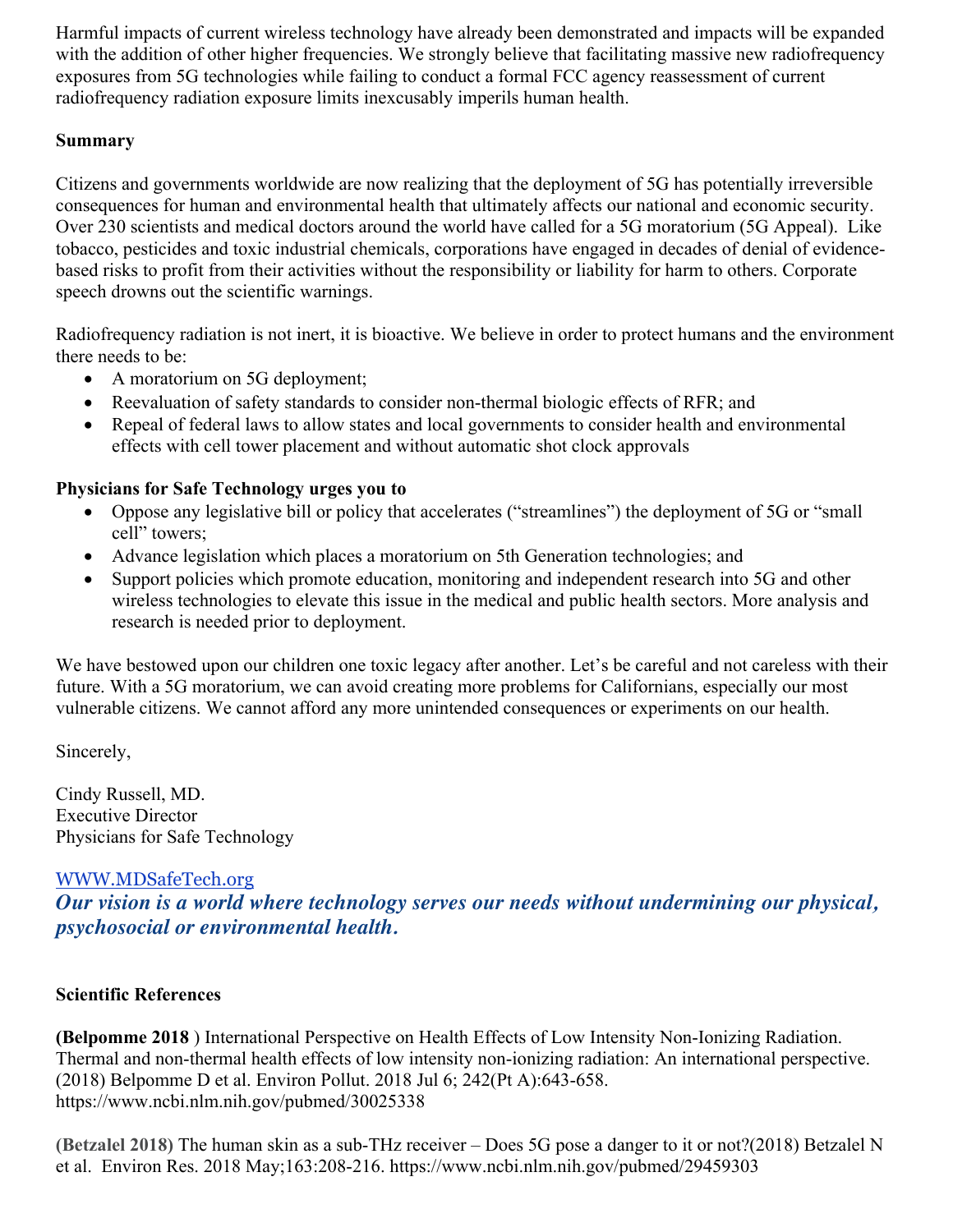Harmful impacts of current wireless technology have already been demonstrated and impacts will be expanded with the addition of other higher frequencies. We strongly believe that facilitating massive new radiofrequency exposures from 5G technologies while failing to conduct a formal FCC agency reassessment of current radiofrequency radiation exposure limits inexcusably imperils human health.

**Summary**

Citizens and governments worldwide are now realizing that the deployment of 5G has potentially irreversible consequences for human and environmental health that ultimately affects our national and economic security. Over 230 scientists and medical doctors around the world have called for a 5G moratorium (5G Appeal). Like tobacco, pesticides and toxic industrial chemicals, corporations have engaged in decades of denial of evidence-based risks to profit from their activities without the responsibility or liability for harm to others. Corporate speech drowns out the scientific warnings.

Radiofrequency radiation is not inert, it is bioactive. We believe in order to protect humans and the environment there needs to be:

- A moratorium on 5G deployment;
- Reevaluation of safety standards to consider non-thermal biologic effects of RFR; and
- Repeal of federal laws to allow states and local governments to consider health and environmental effects with cell tower placement and without automatic shot clock approvals

**Physicians for Safe Technology urges you to**

- Oppose any legislative bill or policy that accelerates ("streamlines") the deployment of 5G or "small cell" towers;
- Advance legislation which places a moratorium on 5th Generation technologies; and
- Support policies which promote education, monitoring and independent research into 5G and other wireless technologies to elevate this issue in the medical and public health sectors. More analysis and research is needed prior to deployment.

We have bestowed upon our children one toxic legacy after another. Let's be careful and not careless with their future. With a 5G moratorium, we can avoid creating more problems for Californians, especially our most vulnerable citizens. We cannot afford any more unintended consequences or experiments on our health.

Sincerely,

Cindy Russell, MD.
Executive Director
Physicians for Safe Technology

WWW.MDSafeTech.org

***Our vision is a world where technology serves our needs without undermining our physical, psychosocial or environmental health.***

**Scientific References**

**(Belpomme 2018** ) International Perspective on Health Effects of Low Intensity Non-Ionizing Radiation. Thermal and non-thermal health effects of low intensity non-ionizing radiation: An international perspective. (2018) Belpomme D et al. Environ Pollut. 2018 Jul 6; 242(Pt A):643-658. https://www.ncbi.nlm.nih.gov/pubmed/30025338

**(Betzalel 2018)** The human skin as a sub-THz receiver – Does 5G pose a danger to it or not?(2018) Betzalel N et al. Environ Res. 2018 May;163:208-216. https://www.ncbi.nlm.nih.gov/pubmed/29459303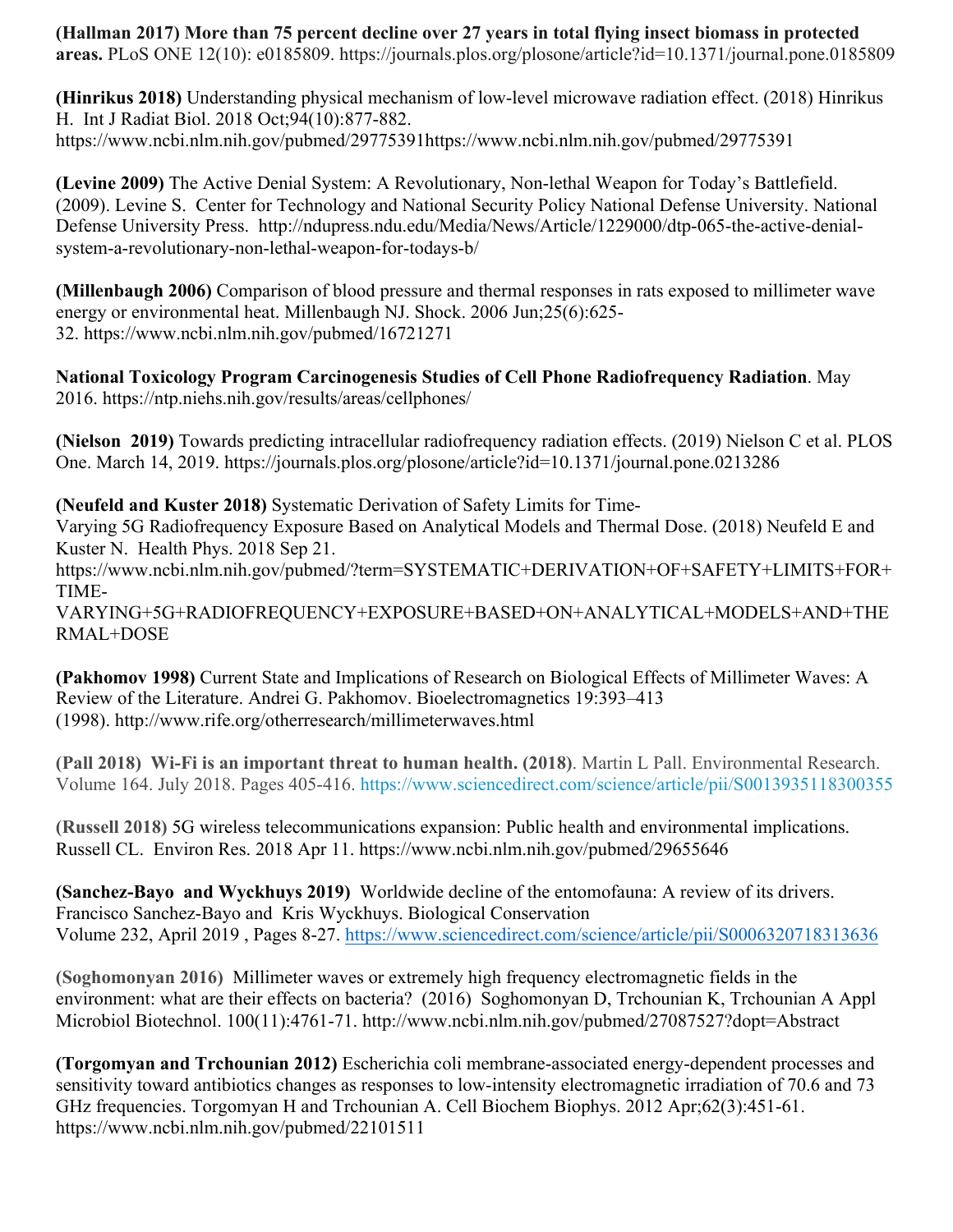**(Hallman 2017) More than 75 percent decline over 27 years in total flying insect biomass in protected areas.** PLoS ONE 12(10): e0185809. https://journals.plos.org/plosone/article?id=10.1371/journal.pone.0185809

**(Hinrikus 2018)** Understanding physical mechanism of low-level microwave radiation effect. (2018) Hinrikus H. Int J Radiat Biol. 2018 Oct;94(10):877-882. https://www.ncbi.nlm.nih.gov/pubmed/29775391https://www.ncbi.nlm.nih.gov/pubmed/29775391

**(Levine 2009)** The Active Denial System: A Revolutionary, Non-lethal Weapon for Today's Battlefield. (2009). Levine S. Center for Technology and National Security Policy National Defense University. National Defense University Press. http://ndupress.ndu.edu/Media/News/Article/1229000/dtp-065-the-active-denial-system-a-revolutionary-non-lethal-weapon-for-todays-b/

**(Millenbaugh 2006)** Comparison of blood pressure and thermal responses in rats exposed to millimeter wave energy or environmental heat. Millenbaugh NJ. Shock. 2006 Jun;25(6):625-32. https://www.ncbi.nlm.nih.gov/pubmed/16721271

**National Toxicology Program Carcinogenesis Studies of Cell Phone Radiofrequency Radiation**. May 2016. https://ntp.niehs.nih.gov/results/areas/cellphones/

**(Nielson 2019)** Towards predicting intracellular radiofrequency radiation effects. (2019) Nielson C et al. PLOS One. March 14, 2019. https://journals.plos.org/plosone/article?id=10.1371/journal.pone.0213286

**(Neufeld and Kuster 2018)** Systematic Derivation of Safety Limits for Time-Varying 5G Radiofrequency Exposure Based on Analytical Models and Thermal Dose. (2018) Neufeld E and Kuster N. Health Phys. 2018 Sep 21. https://www.ncbi.nlm.nih.gov/pubmed/?term=SYSTEMATIC+DERIVATION+OF+SAFETY+LIMITS+FOR+TIME-VARYING+5G+RADIOFREQUENCY+EXPOSURE+BASED+ON+ANALYTICAL+MODELS+AND+THERMAL+DOSE

**(Pakhomov 1998)** Current State and Implications of Research on Biological Effects of Millimeter Waves: A Review of the Literature. Andrei G. Pakhomov. Bioelectromagnetics 19:393–413 (1998). http://www.rife.org/otherresearch/millimeterwaves.html

**(Pall 2018) Wi-Fi is an important threat to human health. (2018)**. Martin L Pall. Environmental Research. Volume 164. July 2018. Pages 405-416. https://www.sciencedirect.com/science/article/pii/S0013935118300355

**(Russell 2018)** 5G wireless telecommunications expansion: Public health and environmental implications. Russell CL. Environ Res. 2018 Apr 11. https://www.ncbi.nlm.nih.gov/pubmed/29655646

**(Sanchez-Bayo and Wyckhuys 2019)** Worldwide decline of the entomofauna: A review of its drivers. Francisco Sanchez-Bayo and Kris Wyckhuys. Biological Conservation Volume 232, April 2019 , Pages 8-27. https://www.sciencedirect.com/science/article/pii/S0006320718313636

**(Soghomonyan 2016)** Millimeter waves or extremely high frequency electromagnetic fields in the environment: what are their effects on bacteria? (2016) Soghomonyan D, Trchounian K, Trchounian A Appl Microbiol Biotechnol. 100(11):4761-71. http://www.ncbi.nlm.nih.gov/pubmed/27087527?dopt=Abstract

**(Torgomyan and Trchounian 2012)** Escherichia coli membrane-associated energy-dependent processes and sensitivity toward antibiotics changes as responses to low-intensity electromagnetic irradiation of 70.6 and 73 GHz frequencies. Torgomyan H and Trchounian A. Cell Biochem Biophys. 2012 Apr;62(3):451-61. https://www.ncbi.nlm.nih.gov/pubmed/22101511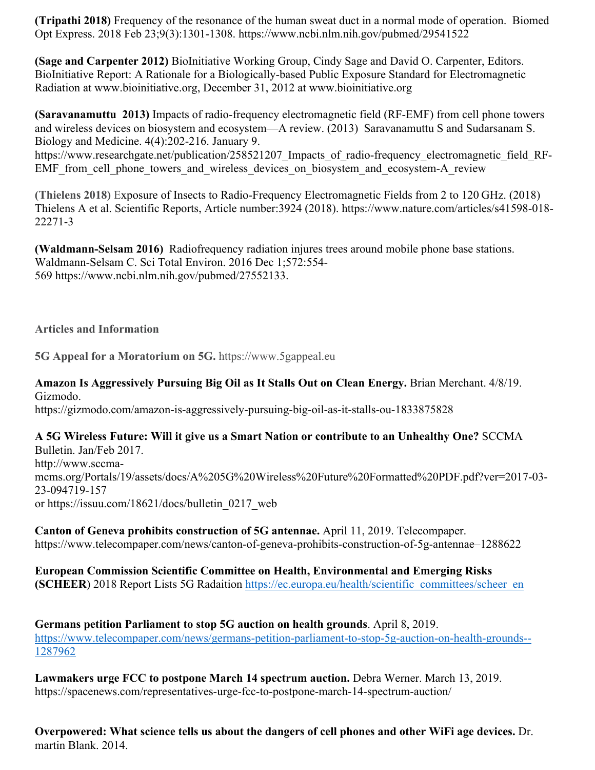**(Tripathi 2018)** Frequency of the resonance of the human sweat duct in a normal mode of operation. Biomed Opt Express. 2018 Feb 23;9(3):1301-1308. https://www.ncbi.nlm.nih.gov/pubmed/29541522

**(Sage and Carpenter 2012)** BioInitiative Working Group, Cindy Sage and David O. Carpenter, Editors. BioInitiative Report: A Rationale for a Biologically-based Public Exposure Standard for Electromagnetic Radiation at www.bioinitiative.org, December 31, 2012 at www.bioinitiative.org

**(Saravanamuttu 2013)** Impacts of radio-frequency electromagnetic field (RF-EMF) from cell phone towers and wireless devices on biosystem and ecosystem—A review. (2013) Saravanamuttu S and Sudarsanam S. Biology and Medicine. 4(4):202-216. January 9. https://www.researchgate.net/publication/258521207_Impacts_of_radio-frequency_electromagnetic_field_RF-EMF_from_cell_phone_towers_and_wireless_devices_on_biosystem_and_ecosystem-A_review

**(Thielens 2018)** Exposure of Insects to Radio-Frequency Electromagnetic Fields from 2 to 120 GHz. (2018) Thielens A et al. Scientific Reports, Article number:3924 (2018). https://www.nature.com/articles/s41598-018-22271-3

**(Waldmann-Selsam 2016)** Radiofrequency radiation injures trees around mobile phone base stations. Waldmann-Selsam C. Sci Total Environ. 2016 Dec 1;572:554-569 https://www.ncbi.nlm.nih.gov/pubmed/27552133.

**Articles and Information**

**5G Appeal for a Moratorium on 5G.** https://www.5gappeal.eu

**Amazon Is Aggressively Pursuing Big Oil as It Stalls Out on Clean Energy.** Brian Merchant. 4/8/19. Gizmodo.
https://gizmodo.com/amazon-is-aggressively-pursuing-big-oil-as-it-stalls-ou-1833875828

**A 5G Wireless Future: Will it give us a Smart Nation or contribute to an Unhealthy One?** SCCMA Bulletin. Jan/Feb 2017.
http://www.sccma-mcms.org/Portals/19/assets/docs/A%205G%20Wireless%20Future%20Formatted%20PDF.pdf?ver=2017-03-23-094719-157
or https://issuu.com/18621/docs/bulletin_0217_web

**Canton of Geneva prohibits construction of 5G antennae.** April 11, 2019. Telecompaper.
https://www.telecompaper.com/news/canton-of-geneva-prohibits-construction-of-5g-antennae–1288622

**European Commission Scientific Committee on Health, Environmental and Emerging Risks (SCHEER**) 2018 Report Lists 5G Radaition https://ec.europa.eu/health/scientific_committees/scheer_en

**Germans petition Parliament to stop 5G auction on health grounds**. April 8, 2019.
https://www.telecompaper.com/news/germans-petition-parliament-to-stop-5g-auction-on-health-grounds--1287962

**Lawmakers urge FCC to postpone March 14 spectrum auction.** Debra Werner. March 13, 2019.
https://spacenews.com/representatives-urge-fcc-to-postpone-march-14-spectrum-auction/

**Overpowered: What science tells us about the dangers of cell phones and other WiFi age devices.** Dr. martin Blank. 2014.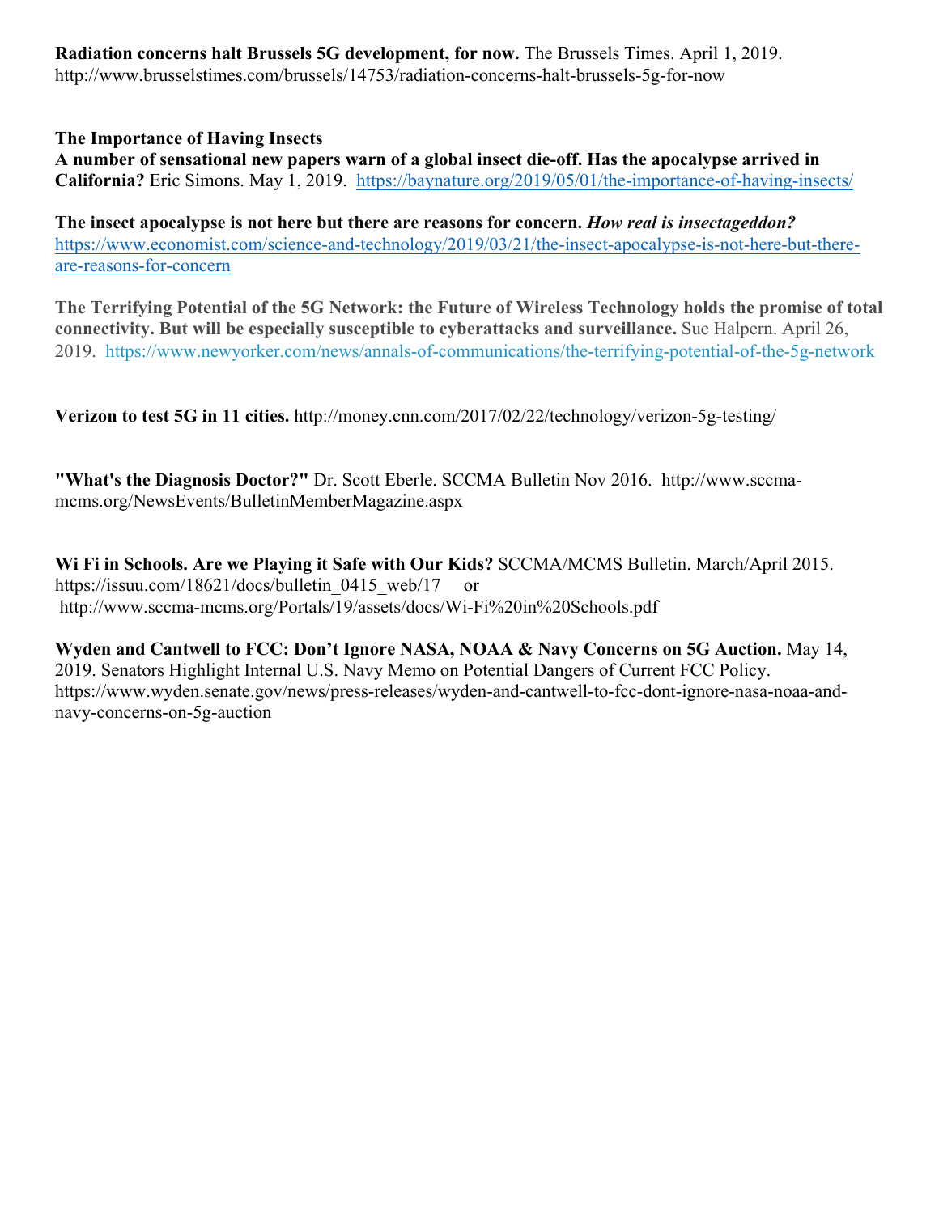**Radiation concerns halt Brussels 5G development, for now.** The Brussels Times. April 1, 2019. http://www.brusselstimes.com/brussels/14753/radiation-concerns-halt-brussels-5g-for-now

**The Importance of Having Insects**
**A number of sensational new papers warn of a global insect die-off. Has the apocalypse arrived in California?** Eric Simons. May 1, 2019. https://baynature.org/2019/05/01/the-importance-of-having-insects/

**The insect apocalypse is not here but there are reasons for concern.** ***How real is insectageddon?*** https://www.economist.com/science-and-technology/2019/03/21/the-insect-apocalypse-is-not-here-but-there-are-reasons-for-concern

**The Terrifying Potential of the 5G Network: the Future of Wireless Technology holds the promise of total connectivity. But will be especially susceptible to cyberattacks and surveillance.** Sue Halpern. April 26, 2019. https://www.newyorker.com/news/annals-of-communications/the-terrifying-potential-of-the-5g-network

**Verizon to test 5G in 11 cities.** http://money.cnn.com/2017/02/22/technology/verizon-5g-testing/

**"What's the Diagnosis Doctor?"** Dr. Scott Eberle. SCCMA Bulletin Nov 2016. http://www.sccma-mcms.org/NewsEvents/BulletinMemberMagazine.aspx

**Wi Fi in Schools. Are we Playing it Safe with Our Kids?** SCCMA/MCMS Bulletin. March/April 2015. https://issuu.com/18621/docs/bulletin_0415_web/17 or http://www.sccma-mcms.org/Portals/19/assets/docs/Wi-Fi%20in%20Schools.pdf

**Wyden and Cantwell to FCC: Don't Ignore NASA, NOAA & Navy Concerns on 5G Auction.** May 14, 2019. Senators Highlight Internal U.S. Navy Memo on Potential Dangers of Current FCC Policy. https://www.wyden.senate.gov/news/press-releases/wyden-and-cantwell-to-fcc-dont-ignore-nasa-noaa-and-navy-concerns-on-5g-auction